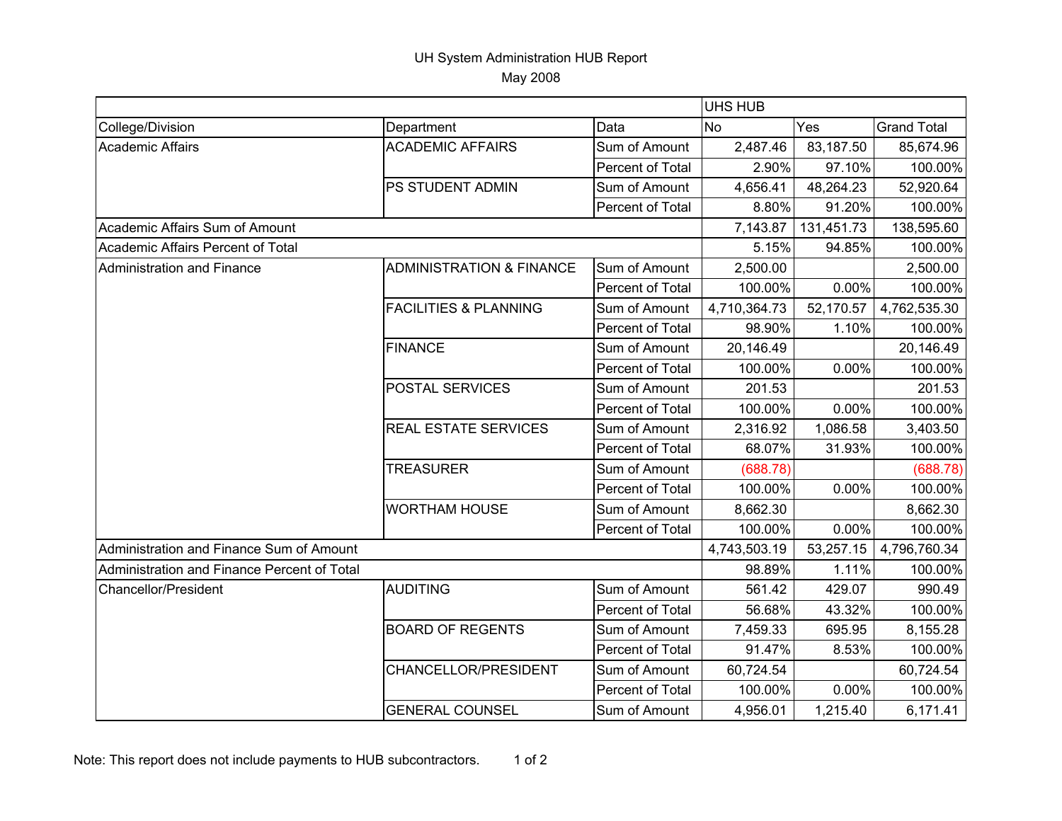# UH System Administration HUB Report

May 2008

| | | | UHS HUB | | |
|---|---|---|---|---|---|
| College/Division | Department | Data | No | Yes | Grand Total |
| Academic Affairs | ACADEMIC AFFAIRS | Sum of Amount | 2,487.46 | 83,187.50 | 85,674.96 |
| | | Percent of Total | 2.90% | 97.10% | 100.00% |
| | PS STUDENT ADMIN | Sum of Amount | 4,656.41 | 48,264.23 | 52,920.64 |
| | | Percent of Total | 8.80% | 91.20% | 100.00% |
| Academic Affairs Sum of Amount | | | 7,143.87 | 131,451.73 | 138,595.60 |
| Academic Affairs Percent of Total | | | 5.15% | 94.85% | 100.00% |
| Administration and Finance | ADMINISTRATION & FINANCE | Sum of Amount | 2,500.00 | | 2,500.00 |
| | | Percent of Total | 100.00% | 0.00% | 100.00% |
| | FACILITIES & PLANNING | Sum of Amount | 4,710,364.73 | 52,170.57 | 4,762,535.30 |
| | | Percent of Total | 98.90% | 1.10% | 100.00% |
| | FINANCE | Sum of Amount | 20,146.49 | | 20,146.49 |
| | | Percent of Total | 100.00% | 0.00% | 100.00% |
| | POSTAL SERVICES | Sum of Amount | 201.53 | | 201.53 |
| | | Percent of Total | 100.00% | 0.00% | 100.00% |
| | REAL ESTATE SERVICES | Sum of Amount | 2,316.92 | 1,086.58 | 3,403.50 |
| | | Percent of Total | 68.07% | 31.93% | 100.00% |
| | TREASURER | Sum of Amount | (688.78) | | (688.78) |
| | | Percent of Total | 100.00% | 0.00% | 100.00% |
| | WORTHAM HOUSE | Sum of Amount | 8,662.30 | | 8,662.30 |
| | | Percent of Total | 100.00% | 0.00% | 100.00% |
| Administration and Finance Sum of Amount | | | 4,743,503.19 | 53,257.15 | 4,796,760.34 |
| Administration and Finance Percent of Total | | | 98.89% | 1.11% | 100.00% |
| Chancellor/President | AUDITING | Sum of Amount | 561.42 | 429.07 | 990.49 |
| | | Percent of Total | 56.68% | 43.32% | 100.00% |
| | BOARD OF REGENTS | Sum of Amount | 7,459.33 | 695.95 | 8,155.28 |
| | | Percent of Total | 91.47% | 8.53% | 100.00% |
| | CHANCELLOR/PRESIDENT | Sum of Amount | 60,724.54 | | 60,724.54 |
| | | Percent of Total | 100.00% | 0.00% | 100.00% |
| | GENERAL COUNSEL | Sum of Amount | 4,956.01 | 1,215.40 | 6,171.41 |

Note: This report does not include payments to HUB subcontractors.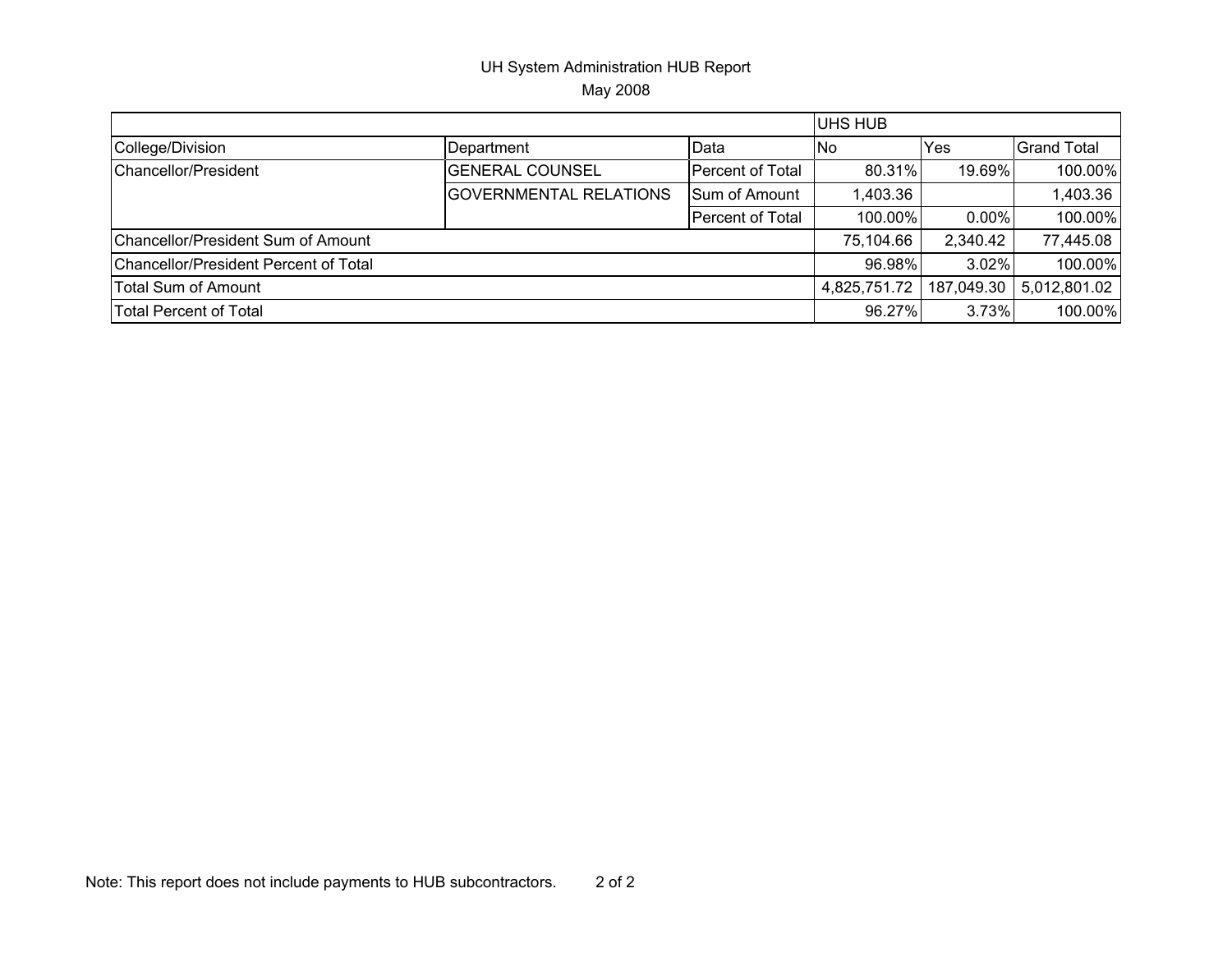UH System Administration HUB Report

May 2008

| | | | UHS HUB | | |
|---|---|---|---|---|---|
| College/Division | Department | Data | No | Yes | Grand Total |
| Chancellor/President | GENERAL COUNSEL | Percent of Total | 80.31% | 19.69% | 100.00% |
| | GOVERNMENTAL RELATIONS | Sum of Amount | 1,403.36 | | 1,403.36 |
| | | Percent of Total | 100.00% | 0.00% | 100.00% |
| Chancellor/President Sum of Amount | | | 75,104.66 | 2,340.42 | 77,445.08 |
| Chancellor/President Percent of Total | | | 96.98% | 3.02% | 100.00% |
| Total Sum of Amount | | | 4,825,751.72 | 187,049.30 | 5,012,801.02 |
| Total Percent of Total | | | 96.27% | 3.73% | 100.00% |

Note: This report does not include payments to HUB subcontractors.